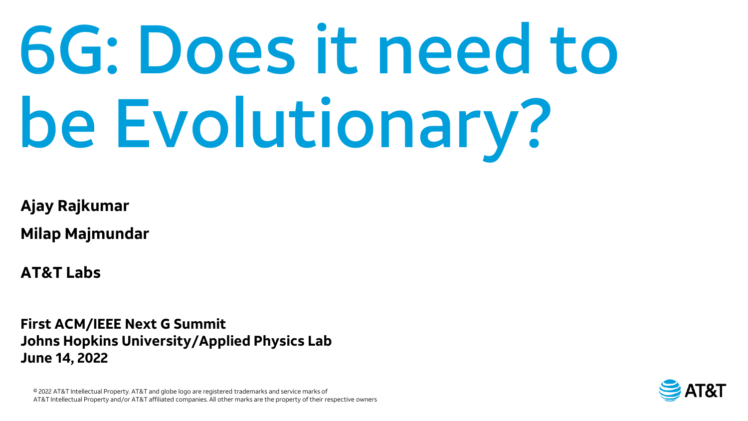# 6G: Does it need to be Evolutionary?

**Ajay Rajkumar**

**Milap Majmundar**

**AT&T Labs**

**First ACM/IEEE Next G Summit**
**Johns Hopkins University/Applied Physics Lab**
**June 14, 2022**

© 2022 AT&T Intellectual Property. AT&T and globe logo are registered trademarks and service marks of AT&T Intellectual Property and/or AT&T affiliated companies. All other marks are the property of their respective owners

AT&T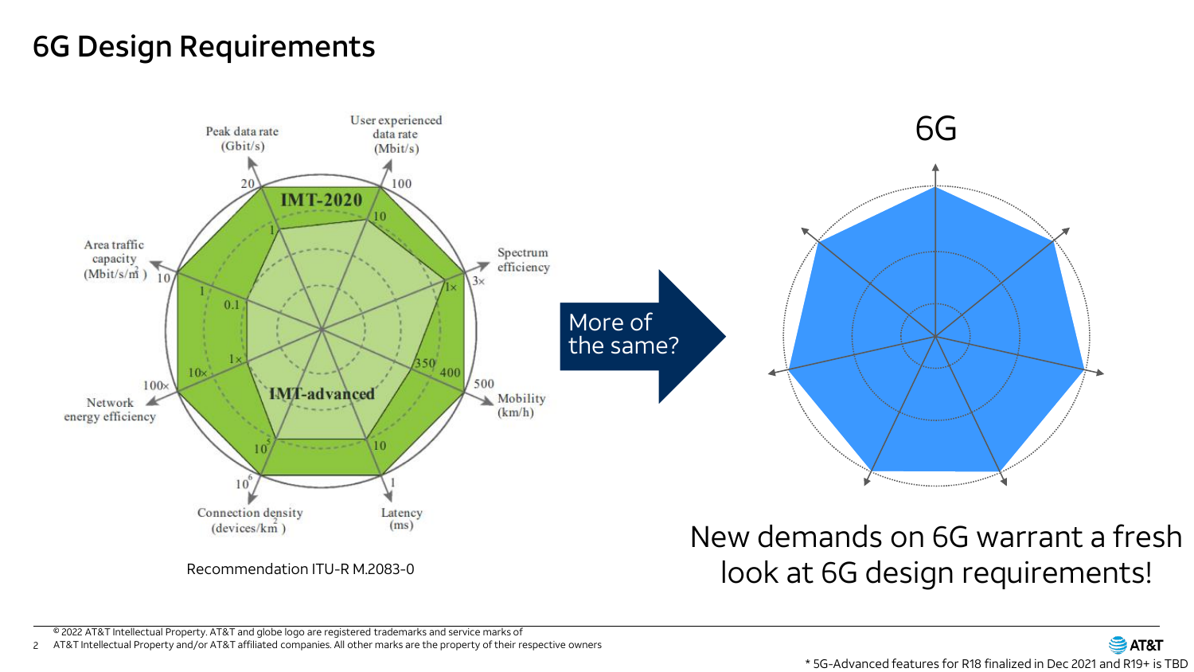# 6G Design Requirements

Peak data rate (Gbit/s)

User experienced data rate (Mbit/s)

IMT-2020

IMT-advanced

Area traffic capacity (Mbit/s/m²)

Spectrum efficiency

Mobility (km/h)

Latency (ms)

Connection density (devices/km²)

Network energy efficiency

Recommendation ITU-R M.2083-0

More of the same?

6G

New demands on 6G warrant a fresh look at 6G design requirements!

© 2022 AT&T Intellectual Property. AT&T and globe logo are registered trademarks and service marks of AT&T Intellectual Property and/or AT&T affiliated companies. All other marks are the property of their respective owners

* 5G-Advanced features for R18 finalized in Dec 2021 and R19+ is TBD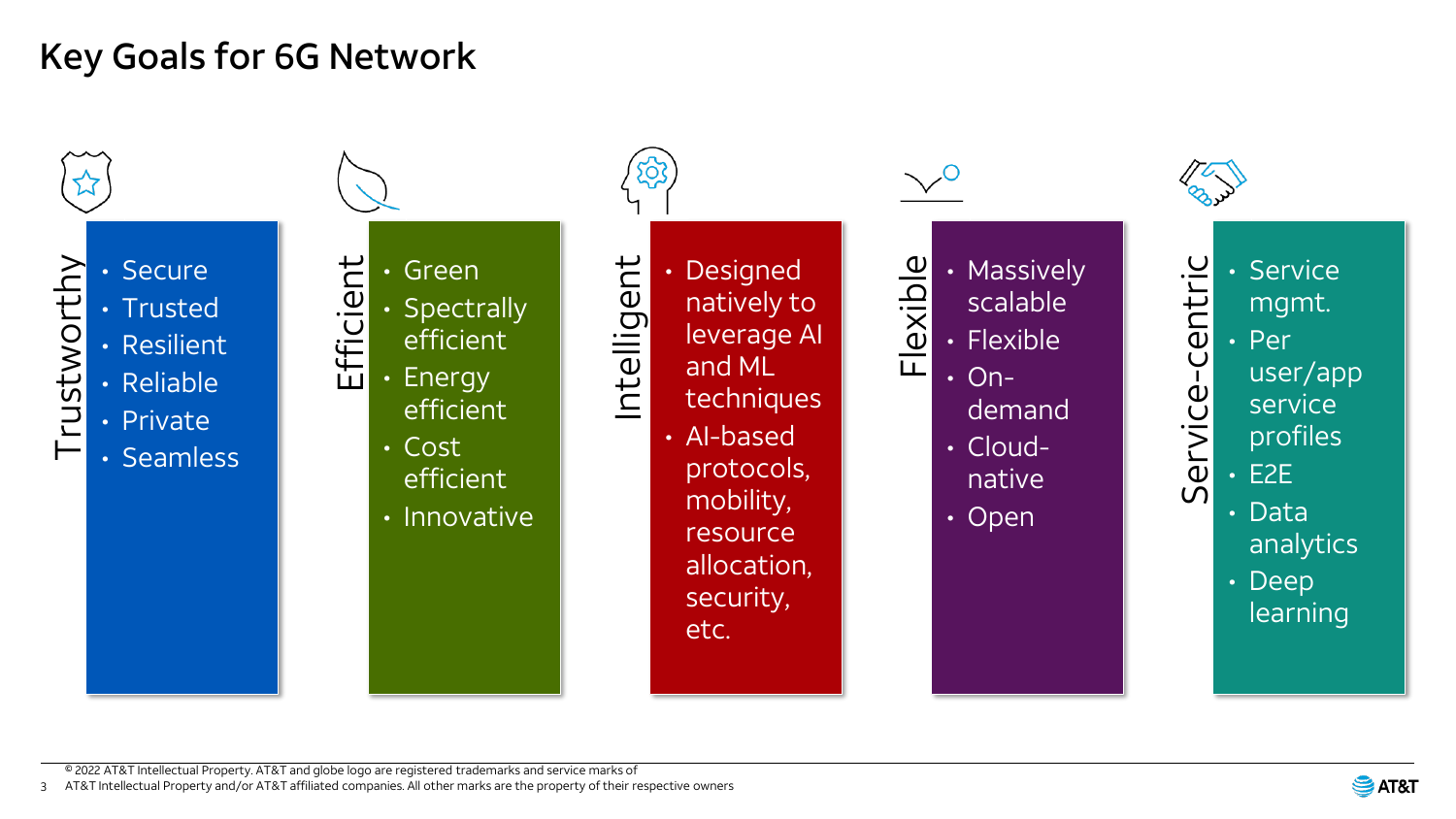# Key Goals for 6G Network

## Trustworthy

- Secure
- Trusted
- Resilient
- Reliable
- Private
- Seamless

## Efficient

- Green
- Spectrally efficient
- Energy efficient
- Cost efficient
- Innovative

## Intelligent

- Designed natively to leverage AI and ML techniques
- AI-based protocols, mobility, resource allocation, security, etc.

## Flexible

- Massively scalable
- Flexible
- On-demand
- Cloud-native
- Open

## Service-centric

- Service mgmt.
- Per user/app service profiles
- E2E
- Data analytics
- Deep learning

© 2022 AT&T Intellectual Property. AT&T and globe logo are registered trademarks and service marks of AT&T Intellectual Property and/or AT&T affiliated companies. All other marks are the property of their respective owners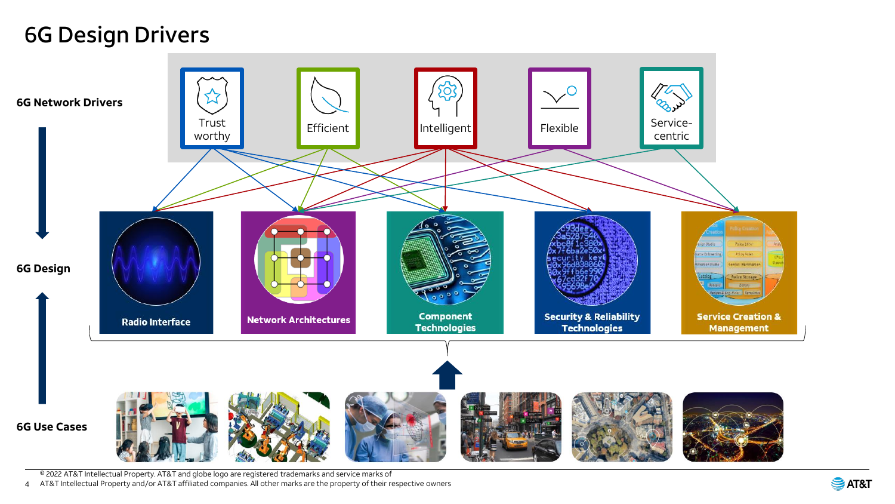# 6G Design Drivers

**6G Network Drivers**

- Trust worthy
- Efficient
- Intelligent
- Flexible
- Service-centric

**6G Design**

- Radio Interface
- Network Architectures
- Component Technologies
- Security & Reliability Technologies
- Service Creation & Management

**6G Use Cases**

© 2022 AT&T Intellectual Property. AT&T and globe logo are registered trademarks and service marks of AT&T Intellectual Property and/or AT&T affiliated companies. All other marks are the property of their respective owners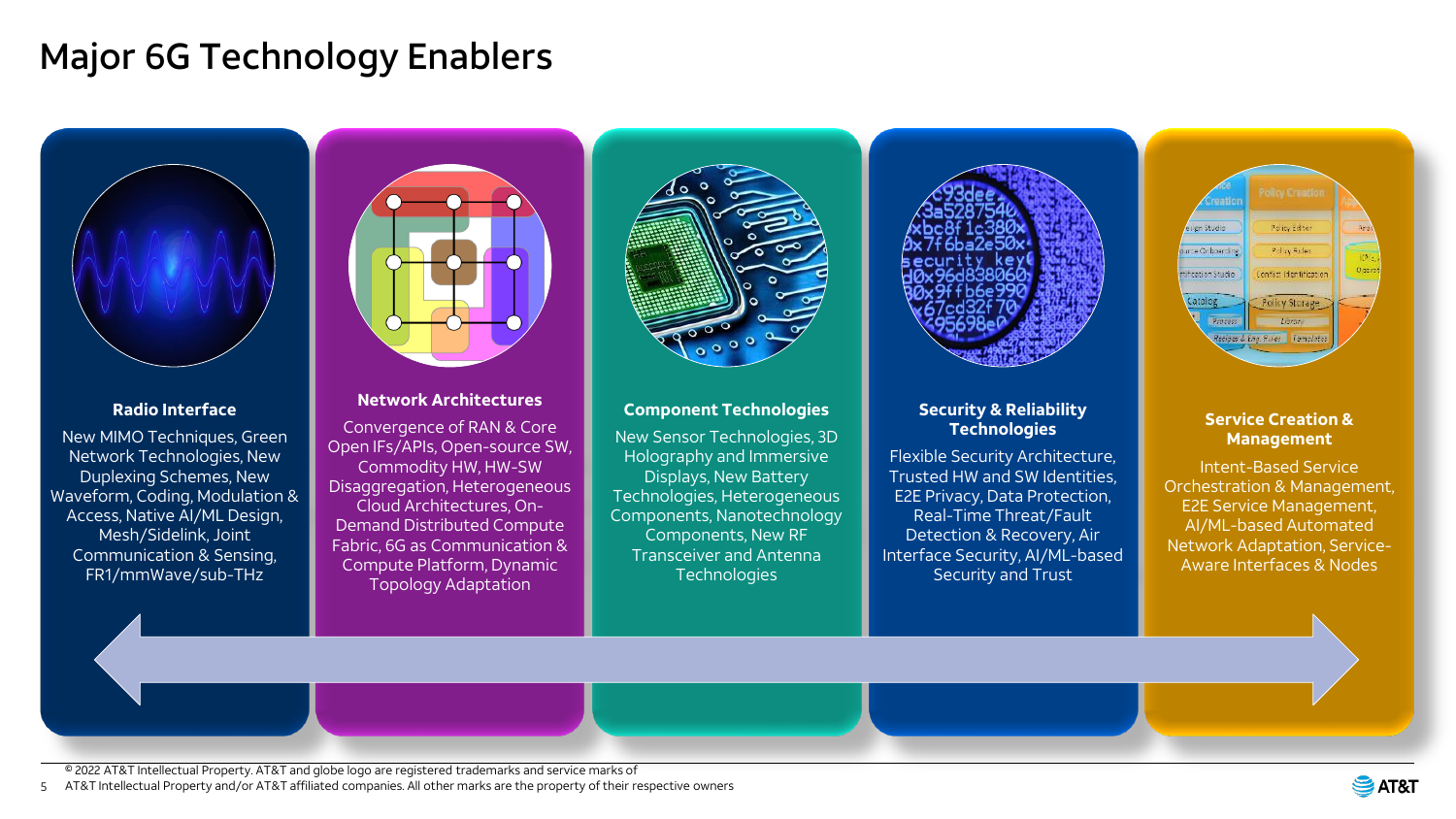# Major 6G Technology Enablers

### Radio Interface

New MIMO Techniques, Green Network Technologies, New Duplexing Schemes, New Waveform, Coding, Modulation & Access, Native AI/ML Design, Mesh/Sidelink, Joint Communication & Sensing, FR1/mmWave/sub-THz

### Network Architectures

Convergence of RAN & Core Open IFs/APIs, Open-source SW, Commodity HW, HW-SW Disaggregation, Heterogeneous Cloud Architectures, On-Demand Distributed Compute Fabric, 6G as Communication & Compute Platform, Dynamic Topology Adaptation

### Component Technologies

New Sensor Technologies, 3D Holography and Immersive Displays, New Battery Technologies, Heterogeneous Components, Nanotechnology Components, New RF Transceiver and Antenna Technologies

### Security & Reliability Technologies

Flexible Security Architecture, Trusted HW and SW Identities, E2E Privacy, Data Protection, Real-Time Threat/Fault Detection & Recovery, Air Interface Security, AI/ML-based Security and Trust

### Service Creation & Management

Intent-Based Service Orchestration & Management, E2E Service Management, AI/ML-based Automated Network Adaptation, Service-Aware Interfaces & Nodes

© 2022 AT&T Intellectual Property. AT&T and globe logo are registered trademarks and service marks of AT&T Intellectual Property and/or AT&T affiliated companies. All other marks are the property of their respective owners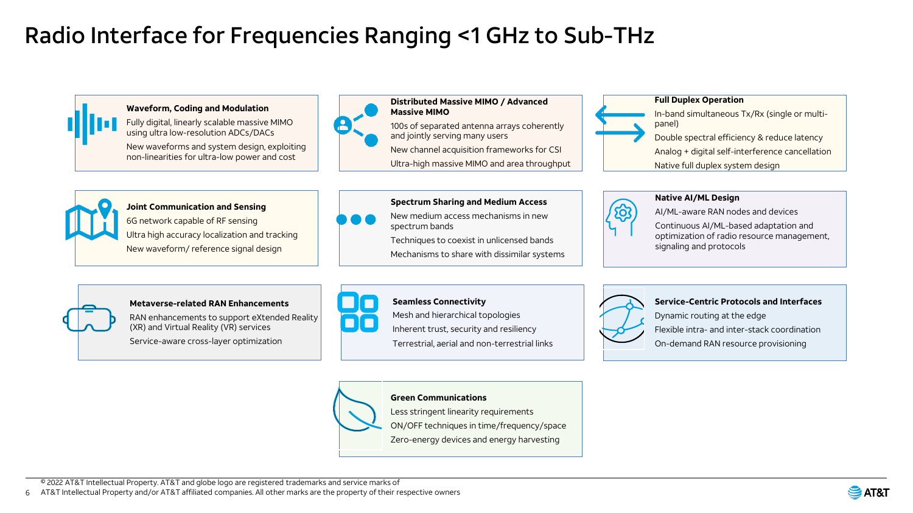# Radio Interface for Frequencies Ranging <1 GHz to Sub-THz

### Waveform, Coding and Modulation

- Fully digital, linearly scalable massive MIMO using ultra low-resolution ADCs/DACs
- New waveforms and system design, exploiting non-linearities for ultra-low power and cost

### Distributed Massive MIMO / Advanced Massive MIMO

- 100s of separated antenna arrays coherently and jointly serving many users
- New channel acquisition frameworks for CSI
- Ultra-high massive MIMO and area throughput

### Full Duplex Operation

- In-band simultaneous Tx/Rx (single or multi-panel)
- Double spectral efficiency & reduce latency
- Analog + digital self-interference cancellation
- Native full duplex system design

### Joint Communication and Sensing

- 6G network capable of RF sensing
- Ultra high accuracy localization and tracking
- New waveform/ reference signal design

### Spectrum Sharing and Medium Access

- New medium access mechanisms in new spectrum bands
- Techniques to coexist in unlicensed bands
- Mechanisms to share with dissimilar systems

### Native AI/ML Design

- AI/ML-aware RAN nodes and devices
- Continuous AI/ML-based adaptation and optimization of radio resource management, signaling and protocols

### Metaverse-related RAN Enhancements

- RAN enhancements to support eXtended Reality (XR) and Virtual Reality (VR) services
- Service-aware cross-layer optimization

### Seamless Connectivity

- Mesh and hierarchical topologies
- Inherent trust, security and resiliency
- Terrestrial, aerial and non-terrestrial links

### Service-Centric Protocols and Interfaces

- Dynamic routing at the edge
- Flexible intra- and inter-stack coordination
- On-demand RAN resource provisioning

### Green Communications

- Less stringent linearity requirements
- ON/OFF techniques in time/frequency/space
- Zero-energy devices and energy harvesting

© 2022 AT&T Intellectual Property. AT&T and globe logo are registered trademarks and service marks of AT&T Intellectual Property and/or AT&T affiliated companies. All other marks are the property of their respective owners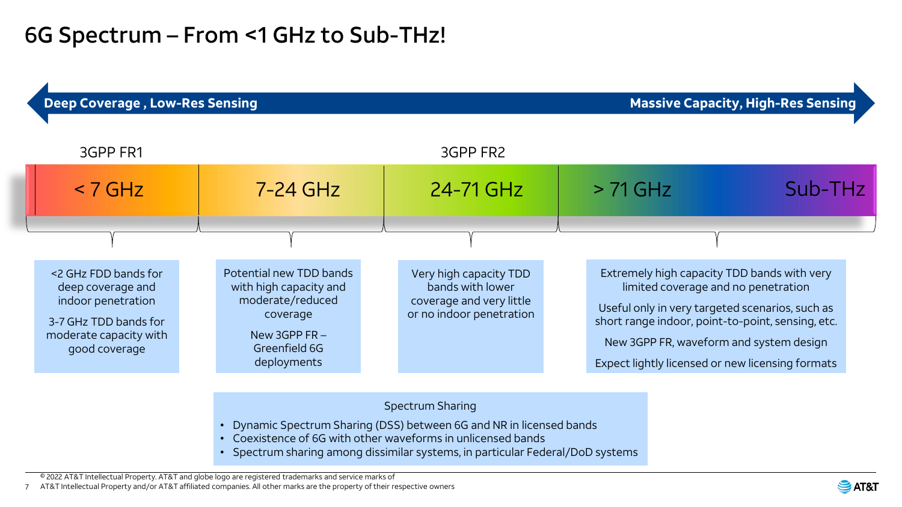# 6G Spectrum – From <1 GHz to Sub-THz!

**Deep Coverage , Low-Res Sensing** ⟷ **Massive Capacity, High-Res Sensing**

| 3GPP FR1 | | 3GPP FR2 | |
|---|---|---|---|
| < 7 GHz | 7-24 GHz | 24-71 GHz | > 71 GHz … Sub-THz |
| <2 GHz FDD bands for deep coverage and indoor penetration<br><br>3-7 GHz TDD bands for moderate capacity with good coverage | Potential new TDD bands with high capacity and moderate/reduced coverage<br><br>New 3GPP FR – Greenfield 6G deployments | Very high capacity TDD bands with lower coverage and very little or no indoor penetration | Extremely high capacity TDD bands with very limited coverage and no penetration<br><br>Useful only in very targeted scenarios, such as short range indoor, point-to-point, sensing, etc.<br><br>New 3GPP FR, waveform and system design<br><br>Expect lightly licensed or new licensing formats |

**Spectrum Sharing**

- Dynamic Spectrum Sharing (DSS) between 6G and NR in licensed bands
- Coexistence of 6G with other waveforms in unlicensed bands
- Spectrum sharing among dissimilar systems, in particular Federal/DoD systems

© 2022 AT&T Intellectual Property. AT&T and globe logo are registered trademarks and service marks of AT&T Intellectual Property and/or AT&T affiliated companies. All other marks are the property of their respective owners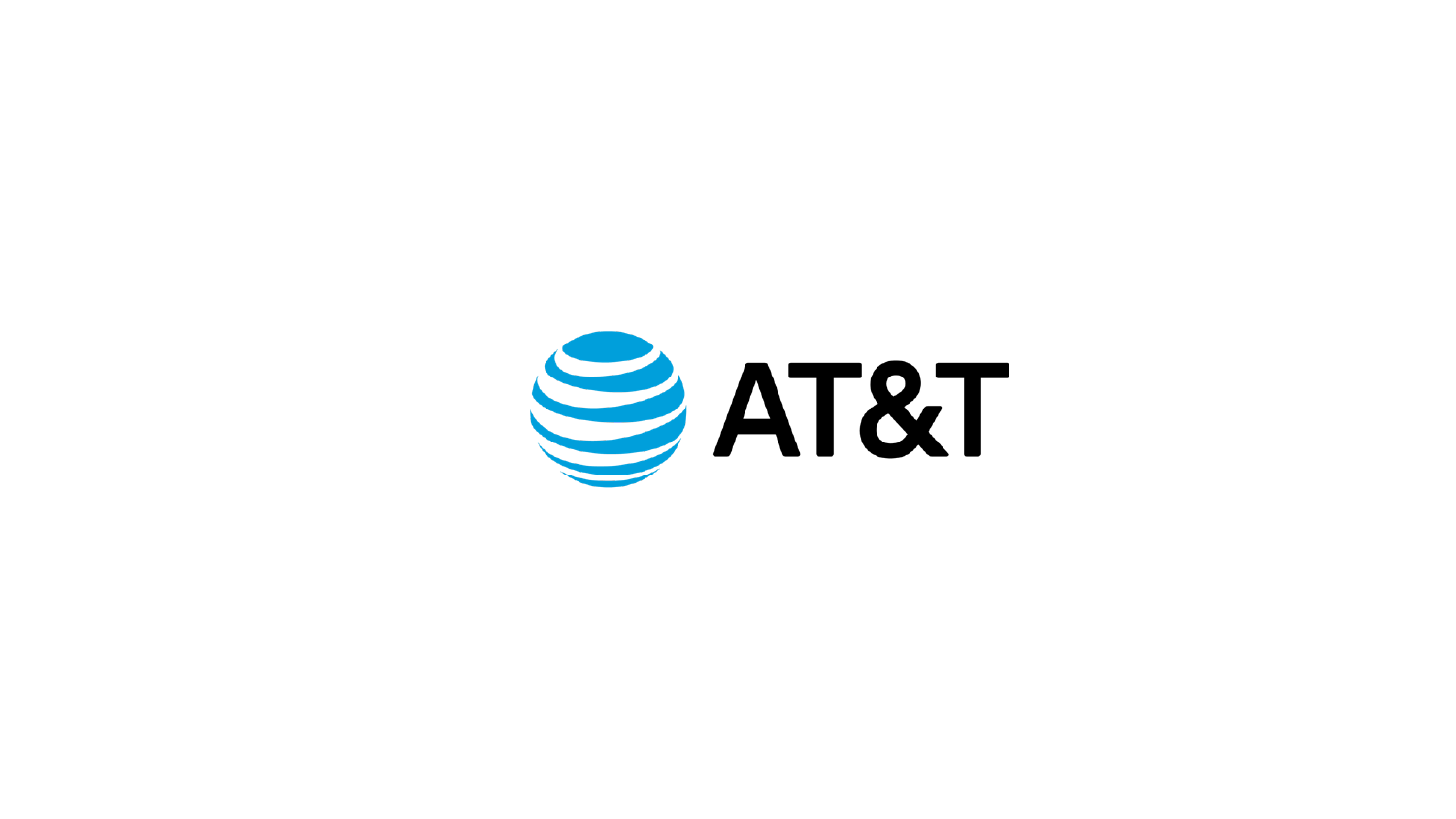AT&T